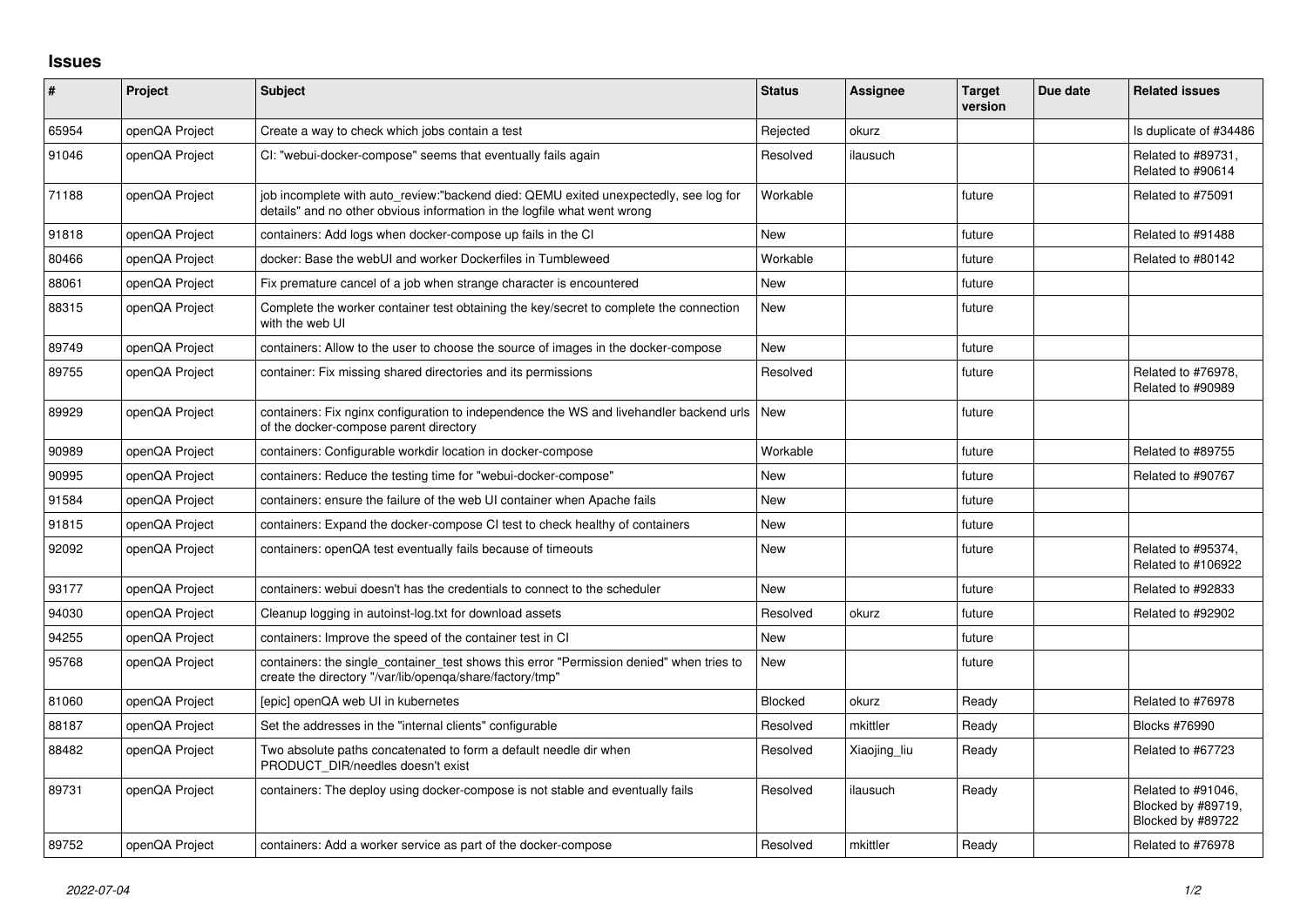## Issues

| # | Project | Subject | Status | Assignee | Target version | Due date | Related issues |
|---|---|---|---|---|---|---|---|
| 65954 | openQA Project | Create a way to check which jobs contain a test | Rejected | okurz | | | Is duplicate of #34486 |
| 91046 | openQA Project | CI: "webui-docker-compose" seems that eventually fails again | Resolved | ilausuch | | | Related to #89731, Related to #90614 |
| 71188 | openQA Project | job incomplete with auto_review:"backend died: QEMU exited unexpectedly, see log for details" and no other obvious information in the logfile what went wrong | Workable | | future | | Related to #75091 |
| 91818 | openQA Project | containers: Add logs when docker-compose up fails in the CI | New | | future | | Related to #91488 |
| 80466 | openQA Project | docker: Base the webUI and worker Dockerfiles in Tumbleweed | Workable | | future | | Related to #80142 |
| 88061 | openQA Project | Fix premature cancel of a job when strange character is encountered | New | | future | | |
| 88315 | openQA Project | Complete the worker container test obtaining the key/secret to complete the connection with the web UI | New | | future | | |
| 89749 | openQA Project | containers: Allow to the user to choose the source of images in the docker-compose | New | | future | | |
| 89755 | openQA Project | container: Fix missing shared directories and its permissions | Resolved | | future | | Related to #76978, Related to #90989 |
| 89929 | openQA Project | containers: Fix nginx configuration to independence the WS and livehandler backend urls of the docker-compose parent directory | New | | future | | |
| 90989 | openQA Project | containers: Configurable workdir location in docker-compose | Workable | | future | | Related to #89755 |
| 90995 | openQA Project | containers: Reduce the testing time for "webui-docker-compose" | New | | future | | Related to #90767 |
| 91584 | openQA Project | containers: ensure the failure of the web UI container when Apache fails | New | | future | | |
| 91815 | openQA Project | containers: Expand the docker-compose CI test to check healthy of containers | New | | future | | |
| 92092 | openQA Project | containers: openQA test eventually fails because of timeouts | New | | future | | Related to #95374, Related to #106922 |
| 93177 | openQA Project | containers: webui doesn't has the credentials to connect to the scheduler | New | | future | | Related to #92833 |
| 94030 | openQA Project | Cleanup logging in autoinst-log.txt for download assets | Resolved | okurz | future | | Related to #92902 |
| 94255 | openQA Project | containers: Improve the speed of the container test in CI | New | | future | | |
| 95768 | openQA Project | containers: the single_container_test shows this error "Permission denied" when tries to create the directory "/var/lib/openqa/share/factory/tmp" | New | | future | | |
| 81060 | openQA Project | [epic] openQA web UI in kubernetes | Blocked | okurz | Ready | | Related to #76978 |
| 88187 | openQA Project | Set the addresses in the "internal clients" configurable | Resolved | mkittler | Ready | | Blocks #76990 |
| 88482 | openQA Project | Two absolute paths concatenated to form a default needle dir when PRODUCT_DIR/needles doesn't exist | Resolved | Xiaojing_liu | Ready | | Related to #67723 |
| 89731 | openQA Project | containers: The deploy using docker-compose is not stable and eventually fails | Resolved | ilausuch | Ready | | Related to #91046, Blocked by #89719, Blocked by #89722 |
| 89752 | openQA Project | containers: Add a worker service as part of the docker-compose | Resolved | mkittler | Ready | | Related to #76978 |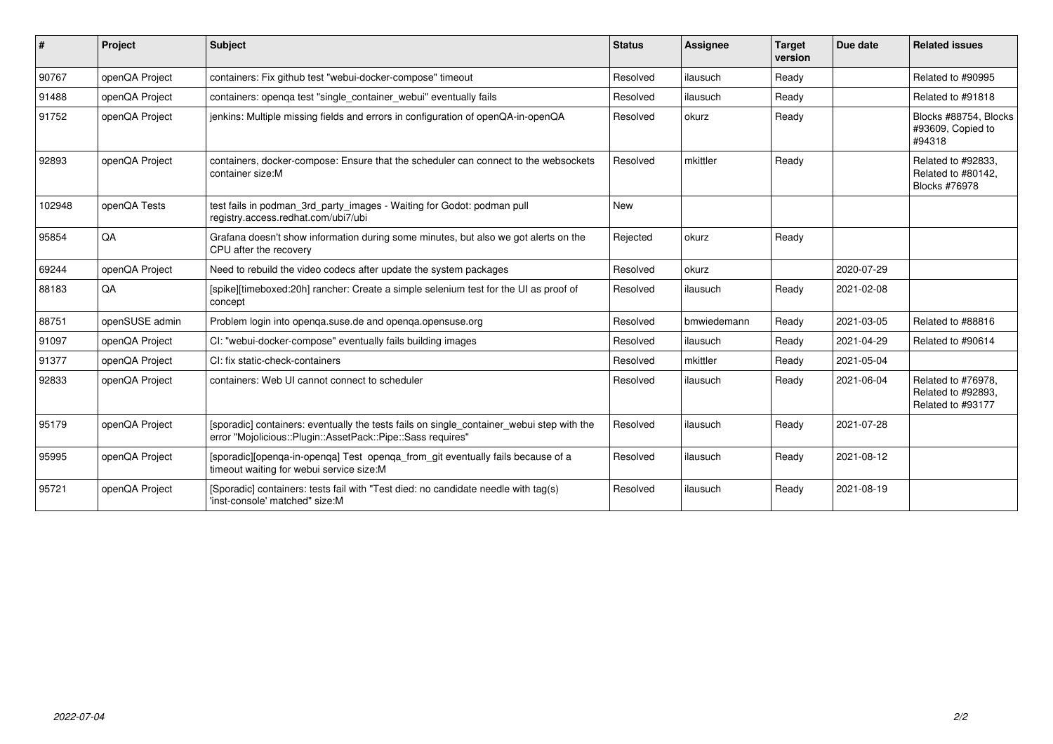| # | Project | Subject | Status | Assignee | Target version | Due date | Related issues |
|---|---|---|---|---|---|---|---|
| 90767 | openQA Project | containers: Fix github test "webui-docker-compose" timeout | Resolved | ilausuch | Ready | | Related to #90995 |
| 91488 | openQA Project | containers: openqa test "single_container_webui" eventually fails | Resolved | ilausuch | Ready | | Related to #91818 |
| 91752 | openQA Project | jenkins: Multiple missing fields and errors in configuration of openQA-in-openQA | Resolved | okurz | Ready | | Blocks #88754, Blocks #93609, Copied to #94318 |
| 92893 | openQA Project | containers, docker-compose: Ensure that the scheduler can connect to the websockets container size:M | Resolved | mkittler | Ready | | Related to #92833, Related to #80142, Blocks #76978 |
| 102948 | openQA Tests | test fails in podman_3rd_party_images - Waiting for Godot: podman pull registry.access.redhat.com/ubi7/ubi | New | | | | |
| 95854 | QA | Grafana doesn't show information during some minutes, but also we got alerts on the CPU after the recovery | Rejected | okurz | Ready | | |
| 69244 | openQA Project | Need to rebuild the video codecs after update the system packages | Resolved | okurz | | 2020-07-29 | |
| 88183 | QA | [spike][timeboxed:20h] rancher: Create a simple selenium test for the UI as proof of concept | Resolved | ilausuch | Ready | 2021-02-08 | |
| 88751 | openSUSE admin | Problem login into openqa.suse.de and openqa.opensuse.org | Resolved | bmwiedemann | Ready | 2021-03-05 | Related to #88816 |
| 91097 | openQA Project | CI: "webui-docker-compose" eventually fails building images | Resolved | ilausuch | Ready | 2021-04-29 | Related to #90614 |
| 91377 | openQA Project | CI: fix static-check-containers | Resolved | mkittler | Ready | 2021-05-04 | |
| 92833 | openQA Project | containers: Web UI cannot connect to scheduler | Resolved | ilausuch | Ready | 2021-06-04 | Related to #76978, Related to #92893, Related to #93177 |
| 95179 | openQA Project | [sporadic] containers: eventually the tests fails on single_container_webui step with the error "Mojolicious::Plugin::AssetPack::Pipe::Sass requires" | Resolved | ilausuch | Ready | 2021-07-28 | |
| 95995 | openQA Project | [sporadic][openqa-in-openqa] Test openqa_from_git eventually fails because of a timeout waiting for webui service size:M | Resolved | ilausuch | Ready | 2021-08-12 | |
| 95721 | openQA Project | [Sporadic] containers: tests fail with "Test died: no candidate needle with tag(s) 'inst-console' matched" size:M | Resolved | ilausuch | Ready | 2021-08-19 | |